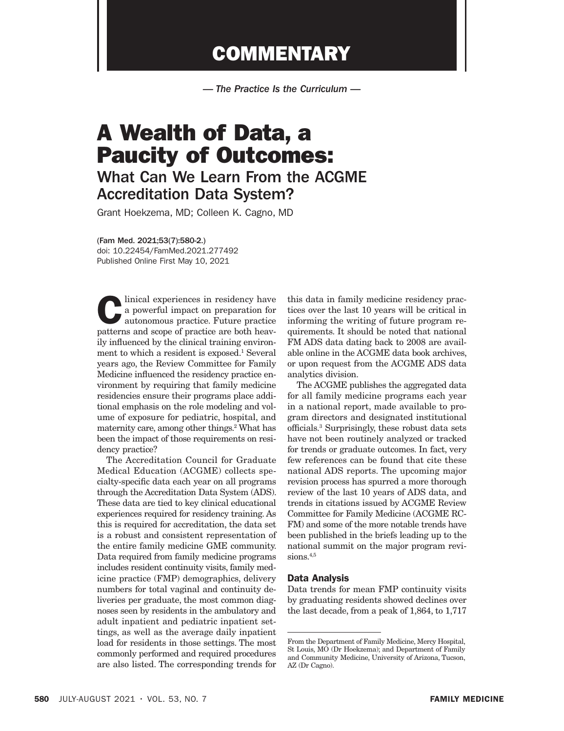# COMMENTARY

*— The Practice Is the Curriculum —*

# A Wealth of Data, a Paucity of Outcomes:

## What Can We Learn From the ACGME Accreditation Data System?

Grant Hoekzema, MD; Colleen K. Cagno, MD

(Fam Med. 2021;53(7):580-2.)
doi: 10.22454/FamMed.2021.277492
Published Online First May 10, 2021

Clinical experiences in residency have a powerful impact on preparation for autonomous practice. Future practice patterns and scope of practice are both heavily influenced by the clinical training environment to which a resident is exposed.[1] Several years ago, the Review Committee for Family Medicine influenced the residency practice environment by requiring that family medicine residencies ensure their programs place additional emphasis on the role modeling and volume of exposure for pediatric, hospital, and maternity care, among other things.[2] What has been the impact of those requirements on residency practice?

The Accreditation Council for Graduate Medical Education (ACGME) collects specialty-specific data each year on all programs through the Accreditation Data System (ADS). These data are tied to key clinical educational experiences required for residency training. As this is required for accreditation, the data set is a robust and consistent representation of the entire family medicine GME community. Data required from family medicine programs includes resident continuity visits, family medicine practice (FMP) demographics, delivery numbers for total vaginal and continuity deliveries per graduate, the most common diagnoses seen by residents in the ambulatory and adult inpatient and pediatric inpatient settings, as well as the average daily inpatient load for residents in those settings. The most commonly performed and required procedures are also listed. The corresponding trends for this data in family medicine residency practices over the last 10 years will be critical in informing the writing of future program requirements. It should be noted that national FM ADS data dating back to 2008 are available online in the ACGME data book archives, or upon request from the ACGME ADS data analytics division.

The ACGME publishes the aggregated data for all family medicine programs each year in a national report, made available to program directors and designated institutional officials.[3] Surprisingly, these robust data sets have not been routinely analyzed or tracked for trends or graduate outcomes. In fact, very few references can be found that cite these national ADS reports. The upcoming major revision process has spurred a more thorough review of the last 10 years of ADS data, and trends in citations issued by ACGME Review Committee for Family Medicine (ACGME RC-FM) and some of the more notable trends have been published in the briefs leading up to the national summit on the major program revisions.[4,5]

### Data Analysis

Data trends for mean FMP continuity visits by graduating residents showed declines over the last decade, from a peak of 1,864, to 1,717

From the Department of Family Medicine, Mercy Hospital, St Louis, MO (Dr Hoekzema); and Department of Family and Community Medicine, University of Arizona, Tucson, AZ (Dr Cagno).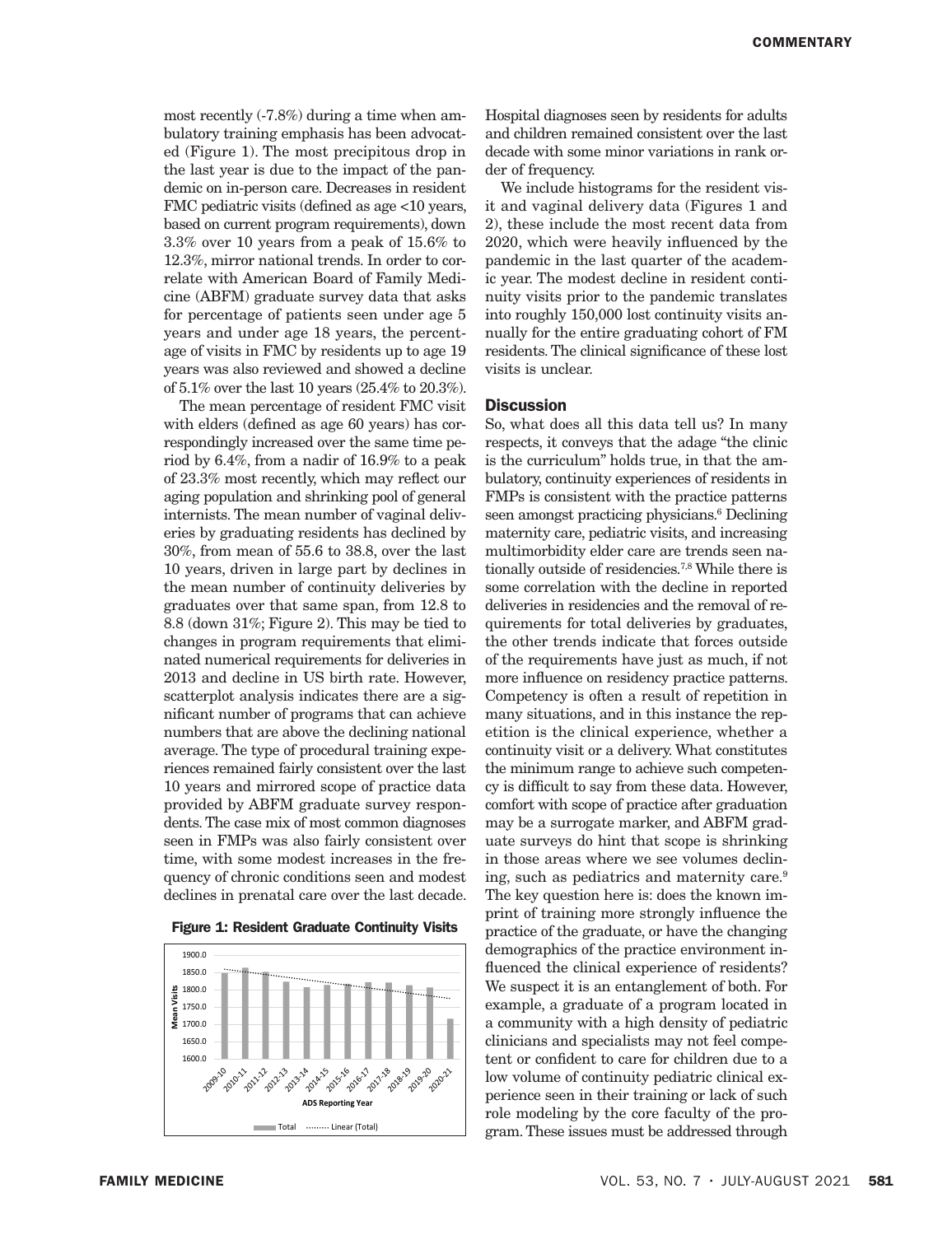most recently (-7.8%) during a time when ambulatory training emphasis has been advocated (Figure 1). The most precipitous drop in the last year is due to the impact of the pandemic on in-person care. Decreases in resident FMC pediatric visits (defined as age <10 years, based on current program requirements), down 3.3% over 10 years from a peak of 15.6% to 12.3%, mirror national trends. In order to correlate with American Board of Family Medicine (ABFM) graduate survey data that asks for percentage of patients seen under age 5 years and under age 18 years, the percentage of visits in FMC by residents up to age 19 years was also reviewed and showed a decline of 5.1% over the last 10 years (25.4% to 20.3%).

The mean percentage of resident FMC visit with elders (defined as age 60 years) has correspondingly increased over the same time period by 6.4%, from a nadir of 16.9% to a peak of 23.3% most recently, which may reflect our aging population and shrinking pool of general internists. The mean number of vaginal deliveries by graduating residents has declined by 30%, from mean of 55.6 to 38.8, over the last 10 years, driven in large part by declines in the mean number of continuity deliveries by graduates over that same span, from 12.8 to 8.8 (down 31%; Figure 2). This may be tied to changes in program requirements that eliminated numerical requirements for deliveries in 2013 and decline in US birth rate. However, scatterplot analysis indicates there are a significant number of programs that can achieve numbers that are above the declining national average. The type of procedural training experiences remained fairly consistent over the last 10 years and mirrored scope of practice data provided by ABFM graduate survey respondents. The case mix of most common diagnoses seen in FMPs was also fairly consistent over time, with some modest increases in the frequency of chronic conditions seen and modest declines in prenatal care over the last decade.

**Figure 1: Resident Graduate Continuity Visits**

Hospital diagnoses seen by residents for adults and children remained consistent over the last decade with some minor variations in rank order of frequency.

We include histograms for the resident visit and vaginal delivery data (Figures 1 and 2), these include the most recent data from 2020, which were heavily influenced by the pandemic in the last quarter of the academic year. The modest decline in resident continuity visits prior to the pandemic translates into roughly 150,000 lost continuity visits annually for the entire graduating cohort of FM residents. The clinical significance of these lost visits is unclear.

## Discussion

So, what does all this data tell us? In many respects, it conveys that the adage "the clinic is the curriculum" holds true, in that the ambulatory, continuity experiences of residents in FMPs is consistent with the practice patterns seen amongst practicing physicians.[6] Declining maternity care, pediatric visits, and increasing multimorbidity elder care are trends seen nationally outside of residencies.[7,8] While there is some correlation with the decline in reported deliveries in residencies and the removal of requirements for total deliveries by graduates, the other trends indicate that forces outside of the requirements have just as much, if not more influence on residency practice patterns. Competency is often a result of repetition in many situations, and in this instance the repetition is the clinical experience, whether a continuity visit or a delivery. What constitutes the minimum range to achieve such competency is difficult to say from these data. However, comfort with scope of practice after graduation may be a surrogate marker, and ABFM graduate surveys do hint that scope is shrinking in those areas where we see volumes declining, such as pediatrics and maternity care.[9] The key question here is: does the known imprint of training more strongly influence the practice of the graduate, or have the changing demographics of the practice environment influenced the clinical experience of residents? We suspect it is an entanglement of both. For example, a graduate of a program located in a community with a high density of pediatric clinicians and specialists may not feel competent or confident to care for children due to a low volume of continuity pediatric clinical experience seen in their training or lack of such role modeling by the core faculty of the program. These issues must be addressed through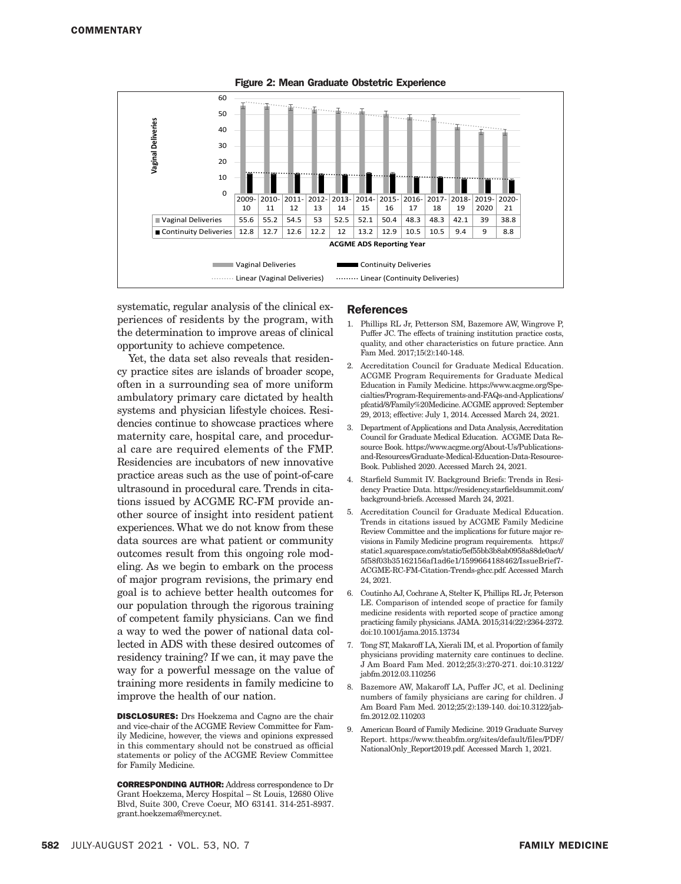**Figure 2: Mean Graduate Obstetric Experience**

Vaginal Deliveries

60
50
40
30
20
10
0

2009-10 2010-11 2011-12 2012-13 2013-14 2014-15 2015-16 2016-17 2017-18 2018-19 2019-2020 2020-21

Vaginal Deliveries 55.6 55.2 54.5 53 52.5 52.1 50.4 48.3 48.3 42.1 39 38.8

Continuity Deliveries 12.8 12.7 12.6 12.2 12 13.2 12.9 10.5 10.5 9.4 9 8.8

ACGME ADS Reporting Year

Vaginal Deliveries
Continuity Deliveries
Linear (Vaginal Deliveries)
Linear (Continuity Deliveries)

systematic, regular analysis of the clinical experiences of residents by the program, with the determination to improve areas of clinical opportunity to achieve competence.

Yet, the data set also reveals that residency practice sites are islands of broader scope, often in a surrounding sea of more uniform ambulatory primary care dictated by health systems and physician lifestyle choices. Residencies continue to showcase practices where maternity care, hospital care, and procedural care are required elements of the FMP. Residencies are incubators of new innovative practice areas such as the use of point-of-care ultrasound in procedural care. Trends in citations issued by ACGME RC-FM provide another source of insight into resident patient experiences. What we do not know from these data sources are what patient or community outcomes result from this ongoing role modeling. As we begin to embark on the process of major program revisions, the primary end goal is to achieve better health outcomes for our population through the rigorous training of competent family physicians. Can we find a way to wed the power of national data collected in ADS with these desired outcomes of residency training? If we can, it may pave the way for a powerful message on the value of training more residents in family medicine to improve the health of our nation.

**DISCLOSURES:** Drs Hoekzema and Cagno are the chair and vice-chair of the ACGME Review Committee for Family Medicine, however, the views and opinions expressed in this commentary should not be construed as official statements or policy of the ACGME Review Committee for Family Medicine.

**CORRESPONDING AUTHOR:** Address correspondence to Dr Grant Hoekzema, Mercy Hospital – St Louis, 12680 Olive Blvd, Suite 300, Creve Coeur, MO 63141. 314-251-8937. grant.hoekzema@mercy.net.

## References

1. Phillips RL Jr, Petterson SM, Bazemore AW, Wingrove P, Puffer JC. The effects of training institution practice costs, quality, and other characteristics on future practice. Ann Fam Med. 2017;15(2):140-148.
2. Accreditation Council for Graduate Medical Education. ACGME Program Requirements for Graduate Medical Education in Family Medicine. https://www.acgme.org/Specialties/Program-Requirements-and-FAQs-and-Applications/pfcatid/8/Family%20Medicine. ACGME approved: September 29, 2013; effective: July 1, 2014. Accessed March 24, 2021.
3. Department of Applications and Data Analysis, Accreditation Council for Graduate Medical Education. ACGME Data Resource Book. https://www.acgme.org/About-Us/Publications-and-Resources/Graduate-Medical-Education-Data-Resource-Book. Published 2020. Accessed March 24, 2021.
4. Starfield Summit IV. Background Briefs: Trends in Residency Practice Data. https://residency.starfieldsummit.com/background-briefs. Accessed March 24, 2021.
5. Accreditation Council for Graduate Medical Education. Trends in citations issued by ACGME Family Medicine Review Committee and the implications for future major revisions in Family Medicine program requirements. https://static1.squarespace.com/static/5ef55bb3b8ab0958a88de0ac/t/5f58f03b35162156af1ad6e1/1599664188462/IssueBrief7-ACGME-RC-FM-Citation-Trends-ghcc.pdf. Accessed March 24, 2021.
6. Coutinho AJ, Cochrane A, Stelter K, Phillips RL Jr, Peterson LE. Comparison of intended scope of practice for family medicine residents with reported scope of practice among practicing family physicians. JAMA. 2015;314(22):2364-2372. doi:10.1001/jama.2015.13734
7. Tong ST, Makaroff LA, Xierali IM, et al. Proportion of family physicians providing maternity care continues to decline. J Am Board Fam Med. 2012;25(3):270-271. doi:10.3122/jabfm.2012.03.110256
8. Bazemore AW, Makaroff LA, Puffer JC, et al. Declining numbers of family physicians are caring for children. J Am Board Fam Med. 2012;25(2):139-140. doi:10.3122/jabfm.2012.02.110203
9. American Board of Family Medicine. 2019 Graduate Survey Report. https://www.theabfm.org/sites/default/files/PDF/NationalOnly_Report2019.pdf. Accessed March 1, 2021.